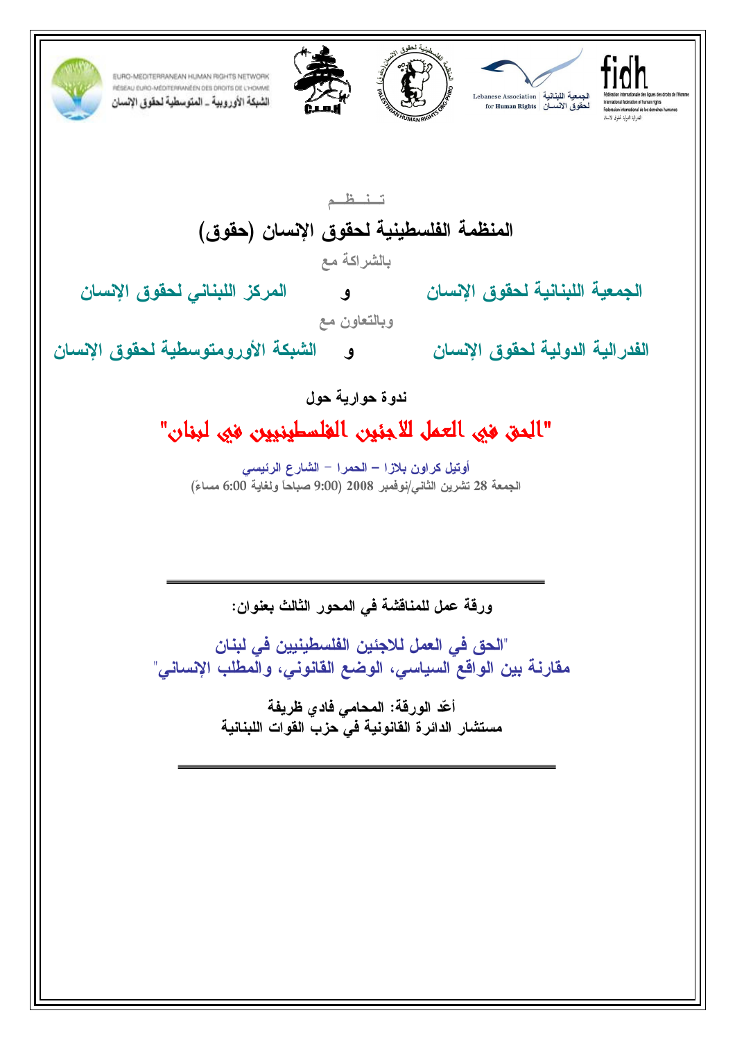EURO-MEDITERRANEAN HUMAN RIGHTS NETWORK
RÉSEAU EURO-MÉDITERRANÉEN DES DROITS DE L'HOMME
الشبكة الأوروبية ـ المتوسطية لحقوق الإنسان

Lebanese Association for Human Rights
الجمعية اللبنانية لحقوق الانسان

fidh

تـنـظـم

## المنظمة الفلسطينية لحقوق الإنسان (حقوق)

بالشراكة مع

الجمعية اللبنانية لحقوق الإنسان و المركز اللبناني لحقوق الإنسان

وبالتعاون مع

الفدرالية الدولية لحقوق الإنسان و الشبكة الأورومتوسطية لحقوق الإنسان

ندوة حوارية حول

# "الحق في العمل للاجئين الفلسطينيين في لبنان"

أوتيل كراون بلازا – الحمرا – الشارع الرئيسي

الجمعة 28 تشرين الثاني/نوفمبر 2008 (9:00 صباحاً ولغاية 6:00 مساءً)

---

ورقة عمل للمناقشة في المحور الثالث بعنوان:

## "الحق في العمل للاجئين الفلسطينيين في لبنان
## مقارنة بين الواقع السياسي، الوضع القانوني، والمطلب الإنساني"

**أعدّ الورقة: المحامي فادي ظريفة**
**مستشار الدائرة القانونية في حزب القوات اللبنانية**

---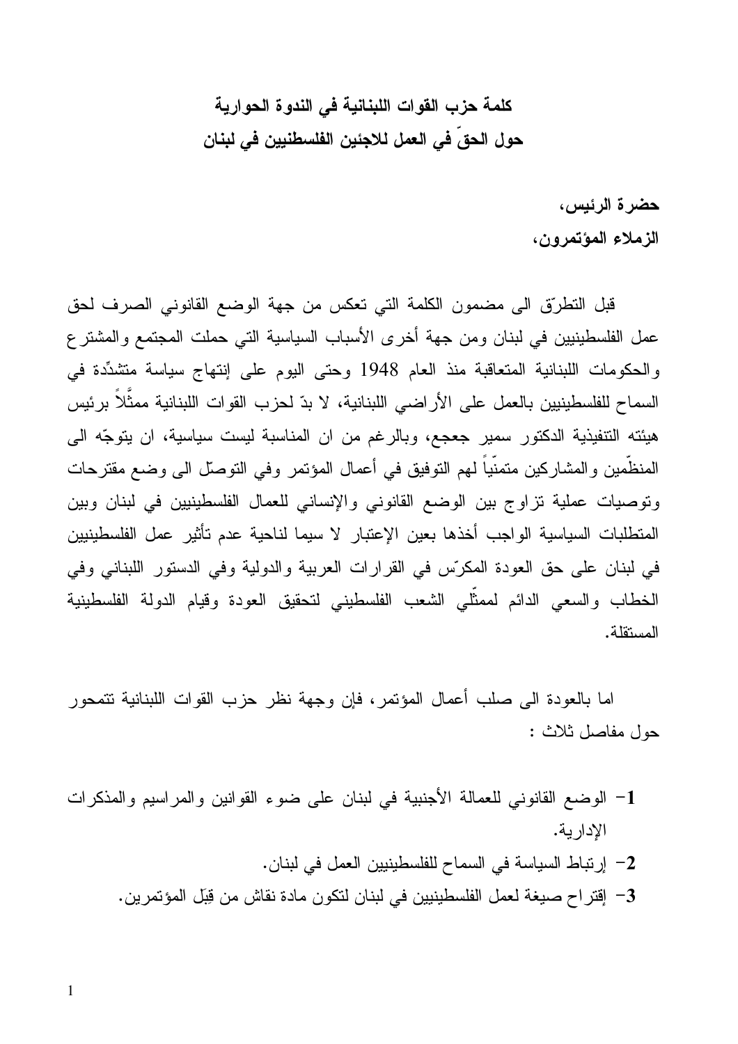# كلمة حزب القوات اللبنانية في الندوة الحوارية
# حول الحقّ في العمل للاجئين الفلسطينيين في لبنان

**حضرة الرئيس،**

**الزملاء المؤتمرون،**

قبل التطرّق الى مضمون الكلمة التي تعكس من جهة الوضع القانوني الصرف لحق عمل الفلسطينيين في لبنان ومن جهة أخرى الأسباب السياسية التي حملت المجتمع والمشترع والحكومات اللبنانية المتعاقبة منذ العام 1948 وحتى اليوم على إنتهاج سياسة متشدِّدة في السماح للفلسطينيين بالعمل على الأراضي اللبنانية، لا بدّ لحزب القوات اللبنانية ممثَّلاً برئيس هيئته التنفيذية الدكتور سمير جعجع، وبالرغم من ان المناسبة ليست سياسية، ان يتوجّه الى المنظّمين والمشاركين متمنّياً لهم التوفيق في أعمال المؤتمر وفي التوصّل الى وضع مقترحات وتوصيات عملية تزاوج بين الوضع القانوني والإنساني للعمال الفلسطينيين في لبنان وبين المتطلبات السياسية الواجب أخذها بعين الإعتبار لا سيما لناحية عدم تأثير عمل الفلسطينيين في لبنان على حق العودة المكرّس في القرارات العربية والدولية وفي الدستور اللبناني وفي الخطاب والسعي الدائم لممثّلي الشعب الفلسطيني لتحقيق العودة وقيام الدولة الفلسطينية المستقلة.

اما بالعودة الى صلب أعمال المؤتمر، فإن وجهة نظر حزب القوات اللبنانية تتمحور حول مفاصل ثلاث :

1- الوضع القانوني للعمالة الأجنبية في لبنان على ضوء القوانين والمراسيم والمذكرات الإدارية.
2- إرتباط السياسة في السماح للفلسطينيين العمل في لبنان.
3- إقتراح صيغة لعمل الفلسطينيين في لبنان لتكون مادة نقاش من قِبَل المؤتمرين.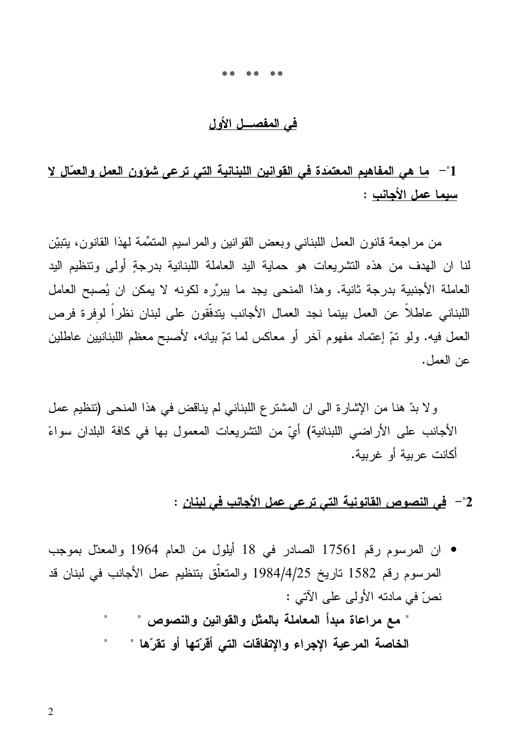\*\* \*\* \*\*

## في المفصـــل الأول

### 1"- ما هي المفاهيم المعتمَدة في القوانين اللبنانية التي ترعى شؤون العمل والعمّال لا سيما عمل الأجانب :

من مراجعة قانون العمل اللبناني وبعض القوانين والمراسيم المتمِّمة لهذا القانون، يتبيّن لنا ان الهدف من هذه التشريعات هو حماية اليد العاملة اللبنانية بدرجةٍ أولى وتنظيم اليد العاملة الأجنبية بدرجة ثانية. وهذا المنحى يجد ما يبرِّره لكونه لا يمكن ان يُصبح العامل اللبناني عاطلاً عن العمل بينما نجد العمال الأجانب يتدفّقون على لبنان نظراً لوفِرة فرص العمل فيه. ولو تمّ إعتماد مفهوم آخر أو معاكس لما تمّ بيانه، لأصبح معظم اللبنانيين عاطلين عن العمل.

ولا بدّ هنا من الإشارة الى ان المشترع اللبناني لم يناقض في هذا المنحى (تنظيم عمل الأجانب على الأراضي اللبنانية) أيّ من التشريعات المعمول بها في كافة البلدان سواءً أكانت عربية أو غربية.

### 2"- في النصوص القانونية التي ترعى عمل الأجانب في لبنان :

- ان المرسوم رقم 17561 الصادر في 18 أيلول من العام 1964 والمعدّل بموجب المرسوم رقم 1582 تاريخ 1984/4/25 والمتعلّق بتنظيم عمل الأجانب في لبنان قد نصّ في مادته الأولى على الآتي :

  " **مع مراعاة مبدأ المعاملة بالمثل والقوانين والنصوص** "

  " **الخاصة المرعية الإجراء والإتفاقات التي أقرّتها أو تقرّها** "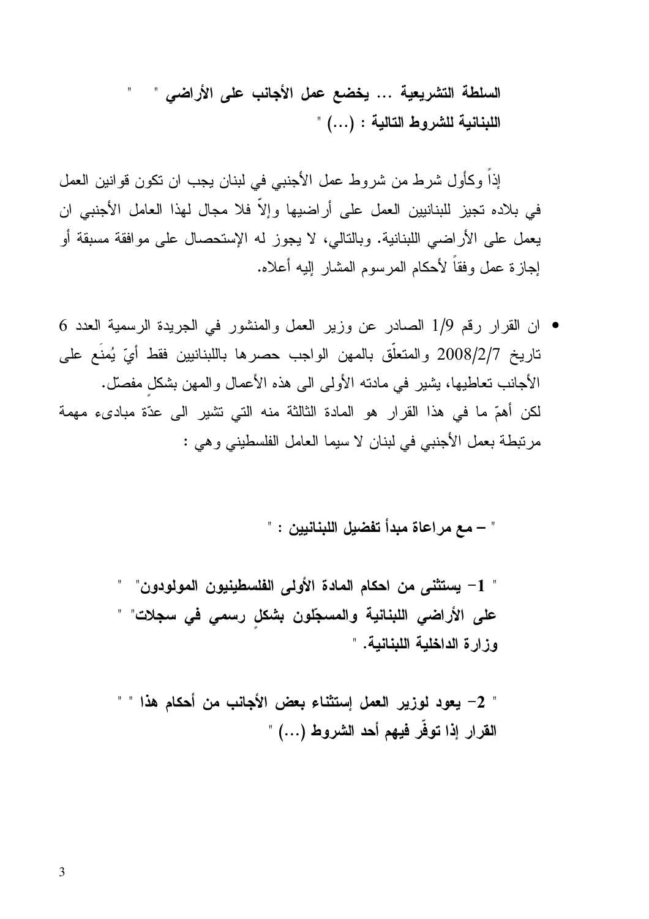**" السلطة التشريعية ... يخضع عمل الأجانب على الأراضي "**
**" اللبنانية للشروط التالية : (...) "**

إذاً وكأول شرط من شروط عمل الأجنبي في لبنان يجب ان تكون قوانين العمل في بلاده تجيز للبنانيين العمل على أراضيها وإلاّ فلا مجال لهذا العامل الأجنبي ان يعمل على الأراضي اللبنانية. وبالتالي، لا يجوز له الإستحصال على موافقة مسبقة أو إجازة عمل وفقاً لأحكام المرسوم المشار إليه أعلاه.

- ان القرار رقم 1/9 الصادر عن وزير العمل والمنشور في الجريدة الرسمية العدد 6 تاريخ 2008/2/7 والمتعلّق بالمهن الواجب حصرها باللبنانيين فقط أيّ يُمنَع على الأجانب تعاطيها، يشير في مادته الأولى الى هذه الأعمال والمهن بشكلٍ مفصّل.
لكن أهمّ ما في هذا القرار هو المادة الثالثة منه التي تشير الى عدّة مبادىء مهمة مرتبطة بعمل الأجنبي في لبنان لا سيما العامل الفلسطيني وهي :

**" – مع مراعاة مبدأ تفضيل اللبنانيين : "**

**" 1- يستثنى من احكام المادة الأولى الفلسطينيون المولودون "**
**" على الأراضي اللبنانية والمسجّلون بشكلٍ رسمي في سجلات "**
**" وزارة الداخلية اللبنانية. "**

**" 2- يعود لوزير العمل إستثناء بعض الأجانب من أحكام هذا "**
**" القرار إذا توفّر فيهم أحد الشروط (...) "**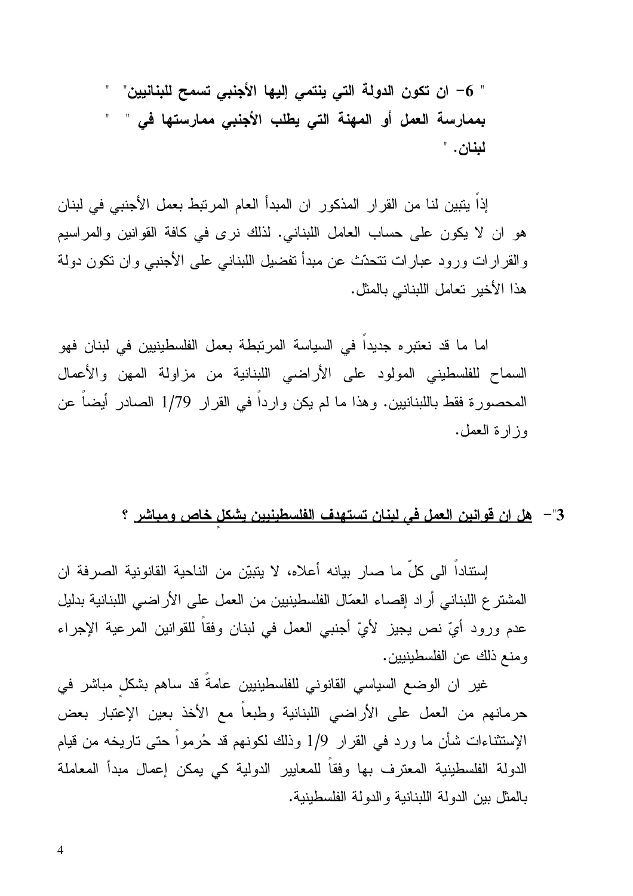**" 6- ان تكون الدولة التي ينتمي إليها الأجنبي تسمح للبنانيين" " بممارسة العمل أو المهنة التي يطلب الأجنبي ممارستها في " " لبنان. "**

إذاً يتبين لنا من القرار المذكور ان المبدأ العام المرتبط بعمل الأجنبي في لبنان هو ان لا يكون على حساب العامل اللبناني. لذلك نرى في كافة القوانين والمراسيم والقرارات ورود عبارات تتحدّث عن مبدأ تفضيل اللبناني على الأجنبي وان تكون دولة هذا الأخير تعامل اللبناني بالمثل.

اما ما قد نعتبره جديداً في السياسة المرتبطة بعمل الفلسطينيين في لبنان فهو السماح للفلسطيني المولود على الأراضي اللبنانية من مزاولة المهن والأعمال المحصورة فقط باللبنانيين. وهذا ما لم يكن وارداً في القرار 1/79 الصادر أيضاً عن وزارة العمل.

**"3- هل ان قوانين العمل في لبنان تستهدف الفلسطينيين بشكلٍ خاص ومباشر ؟**

إستناداً الى كلّ ما صار بيانه أعلاه، لا يتبيّن من الناحية القانونية الصرفة ان المشترع اللبناني أراد إقصاء العمّال الفلسطينيين من العمل على الأراضي اللبنانية بدليل عدم ورود أيّ نص يجيز لأيّ أجنبي العمل في لبنان وفقاً للقوانين المرعية الإجراء ومنع ذلك عن الفلسطينيين.

غير ان الوضع السياسي القانوني للفلسطينيين عامةً قد ساهم بشكلٍ مباشر في حرمانهم من العمل على الأراضي اللبنانية وطبعاً مع الأخذ بعين الإعتبار بعض الإستثناءات شأن ما ورد في القرار 1/9 وذلك لكونهم قد حُرموا حتى تاريخه من قيام الدولة الفلسطينية المعترف بها وفقاً للمعايير الدولية كي يمكن إعمال مبدأ المعاملة بالمثل بين الدولة اللبنانية والدولة الفلسطينية.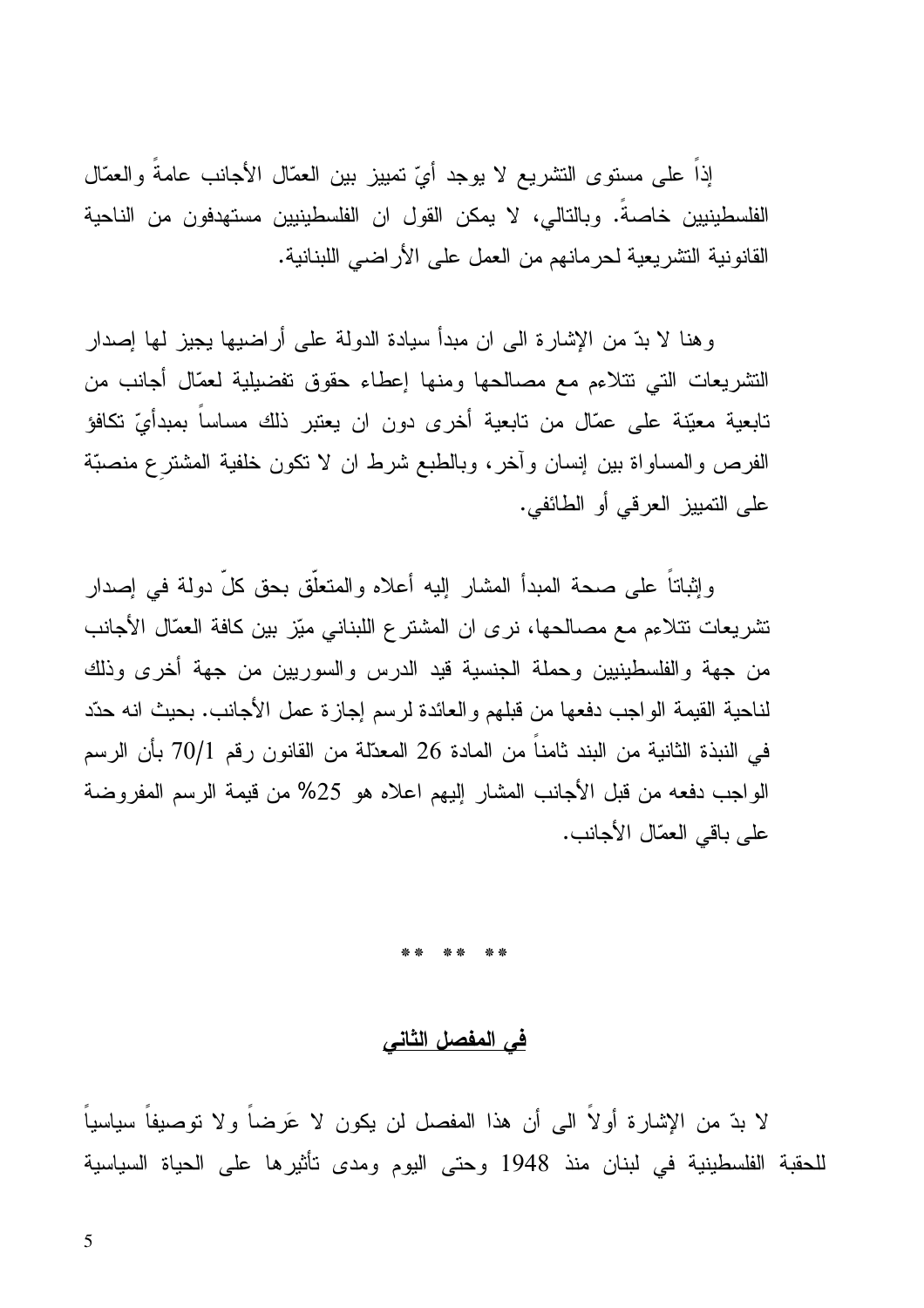إذاً على مستوى التشريع لا يوجد أيّ تمييز بين العمّال الأجانب عامةً والعمّال الفلسطينيين خاصةً. وبالتالي، لا يمكن القول ان الفلسطينيين مستهدفون من الناحية القانونية التشريعية لحرمانهم من العمل على الأراضي اللبنانية.

وهنا لا بدّ من الإشارة الى ان مبدأ سيادة الدولة على أراضيها يجيز لها إصدار التشريعات التي تتلاءم مع مصالحها ومنها إعطاء حقوق تفضيلية لعمّال أجانب من تابعية معيّنة على عمّال من تابعية أخرى دون ان يعتبر ذلك مساساً بمبدأيّ تكافؤ الفرص والمساواة بين إنسان وآخر، وبالطبع شرط ان لا تكون خلفية المشترِع منصبّة على التمييز العرقي أو الطائفي.

وإثباتاً على صحة المبدأ المشار إليه أعلاه والمتعلّق بحق كلّ دولة في إصدار تشريعات تتلاءم مع مصالحها، نرى ان المشترع اللبناني ميّز بين كافة العمّال الأجانب من جهة والفلسطينيين وحملة الجنسية قيد الدرس والسوريين من جهة أخرى وذلك لناحية القيمة الواجب دفعها من قبلهم والعائدة لرسم إجازة عمل الأجانب. بحيث انه حدّد في النبذة الثانية من البند ثامناً من المادة 26 المعدّلة من القانون رقم 70/1 بأن الرسم الواجب دفعه من قبل الأجانب المشار إليهم اعلاه هو 25% من قيمة الرسم المفروضة على باقي العمّال الأجانب.

** ** **

## في المفصل الثاني

لا بدّ من الإشارة أولاً الى أن هذا المفصل لن يكون لا عَرضاً ولا توصيفاً سياسياً للحقبة الفلسطينية في لبنان منذ 1948 وحتى اليوم ومدى تأثيرها على الحياة السياسية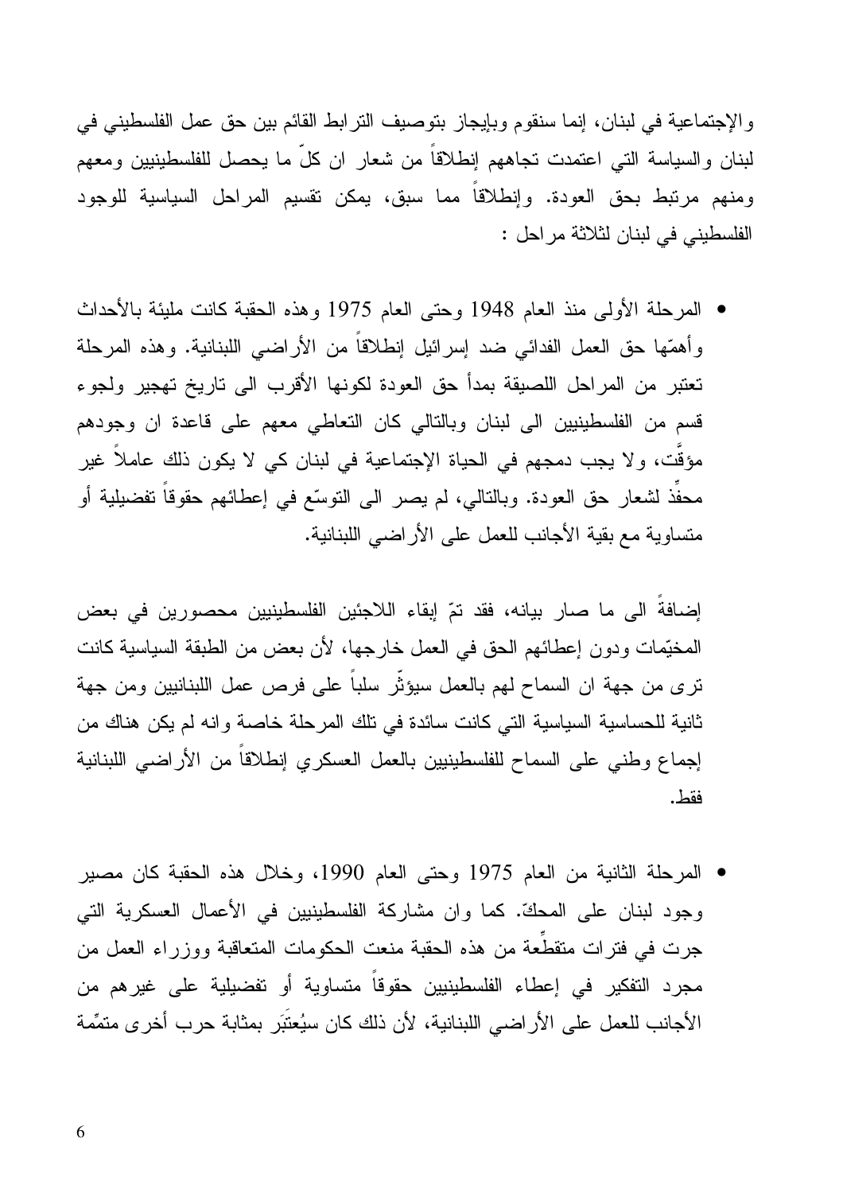والإجتماعية في لبنان، إنما سنقوم وبإيجاز بتوصيف الترابط القائم بين حق عمل الفلسطيني في لبنان والسياسة التي اعتمدت تجاههم إنطلاقاً من شعار ان كلّ ما يحصل للفلسطينيين ومعهم ومنهم مرتبط بحق العودة. وإنطلاقاً مما سبق، يمكن تقسيم المراحل السياسية للوجود الفلسطيني في لبنان لثلاثة مراحل :

- المرحلة الأولى منذ العام 1948 وحتى العام 1975 وهذه الحقبة كانت مليئة بالأحداث وأهمّها حق العمل الفدائي ضد إسرائيل إنطلاقاً من الأراضي اللبنانية. وهذه المرحلة تعتبر من المراحل اللصيقة بمدأ حق العودة لكونها الأقرب الى تاريخ تهجير ولجوء قسم من الفلسطينيين الى لبنان وبالتالي كان التعاطي معهم على قاعدة ان وجودهم مؤقّت، ولا يجب دمجهم في الحياة الإجتماعية في لبنان كي لا يكون ذلك عاملاً غير محفِّز لشعار حق العودة. وبالتالي، لم يصر الى التوسّع في إعطائهم حقوقاً تفضيلية أو متساوية مع بقية الأجانب للعمل على الأراضي اللبنانية.

إضافةً الى ما صار بيانه، فقد تمّ إبقاء اللاجئين الفلسطينيين محصورين في بعض المخيّمات ودون إعطائهم الحق في العمل خارجها، لأن بعض من الطبقة السياسية كانت ترى من جهة ان السماح لهم بالعمل سيؤثّر سلباً على فرص عمل اللبنانيين ومن جهة ثانية للحساسية السياسية التي كانت سائدة في تلك المرحلة خاصة وانه لم يكن هناك من إجماع وطني على السماح للفلسطينيين بالعمل العسكري إنطلاقاً من الأراضي اللبنانية فقط.

- المرحلة الثانية من العام 1975 وحتى العام 1990، وخلال هذه الحقبة كان مصير وجود لبنان على المحكّ. كما وان مشاركة الفلسطينيين في الأعمال العسكرية التي جرت في فترات متقطِّعة من هذه الحقبة منعت الحكومات المتعاقبة ووزراء العمل من مجرد التفكير في إعطاء الفلسطينيين حقوقاً متساوية أو تفضيلية على غيرهم من الأجانب للعمل على الأراضي اللبنانية، لأن ذلك كان سيُعتَبَر بمثابة حرب أخرى متمّمة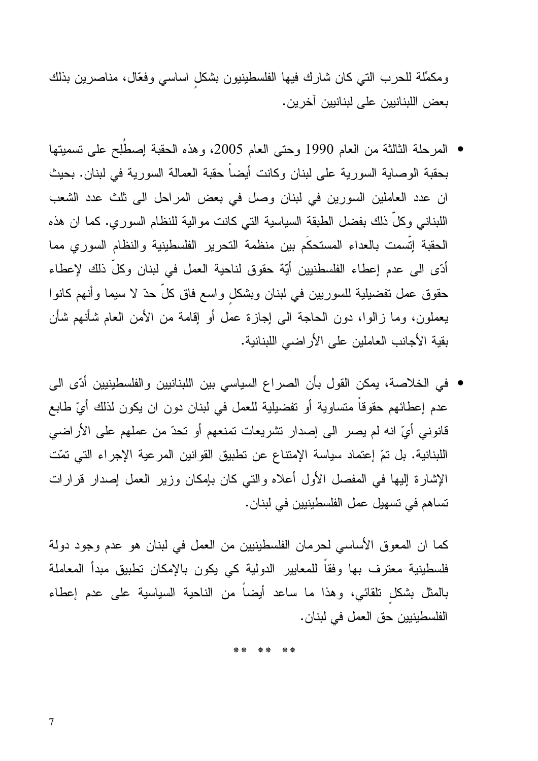ومكمّلة للحرب التي كان شارك فيها الفلسطينيون بشكلٍ اساسي وفعّال، مناصرين بذلك بعض اللبنانيين على لبنانيين آخرين.

- المرحلة الثالثة من العام 1990 وحتى العام 2005، وهذه الحقبة إصطُلِح على تسميتها بحقبة الوصاية السورية على لبنان وكانت أيضاً حقبة العمالة السورية في لبنان. بحيث ان عدد العاملين السورين في لبنان وصل في بعض المراحل الى ثلث عدد الشعب اللبناني وكلّ ذلك بفضل الطبقة السياسية التي كانت موالية للنظام السوري. كما ان هذه الحقبة إتّسمت بالعداء المستحكَم بين منظمة التحرير الفلسطينية والنظام السوري مما أدّى الى عدم إعطاء الفلسطنيين أيّة حقوق لناحية العمل في لبنان وكلّ ذلك لإعطاء حقوق عمل تفضيلية للسوريين في لبنان وبشكلٍ واسع فاق كلّ حدّ لا سيما وأنهم كانوا يعملون، وما زالوا، دون الحاجة الى إجازة عمل أو إقامة من الأمن العام شأنهم شأن بقية الأجانب العاملين على الأراضي اللبنانية.

- في الخلاصة، يمكن القول بأن الصراع السياسي بين اللبنانيين والفلسطينيين أدّى الى عدم إعطائهم حقوقاً متساوية أو تفضيلية للعمل في لبنان دون ان يكون لذلك أيّ طابع قانوني أيّ انه لم يصر الى إصدار تشريعات تمنعهم أو تحدّ من عملهم على الأراضي اللبنانية. بل تمّ إعتماد سياسة الإمتناع عن تطبيق القوانين المرعية الإجراء التي تمّت الإشارة إليها في المفصل الأول أعلاه والتي كان بإمكان وزير العمل إصدار قرارات تساهم في تسهيل عمل الفلسطينيين في لبنان.

كما ان المعوق الأساسي لحرمان الفلسطينيين من العمل في لبنان هو عدم وجود دولة فلسطينية معترف بها وفقاً للمعايير الدولية كي يكون بالإمكان تطبيق مبدأ المعاملة بالمثل بشكلٍ تلقائي، وهذا ما ساعد أيضاً من الناحية السياسية على عدم إعطاء الفلسطينيين حق العمل في لبنان.

** ** **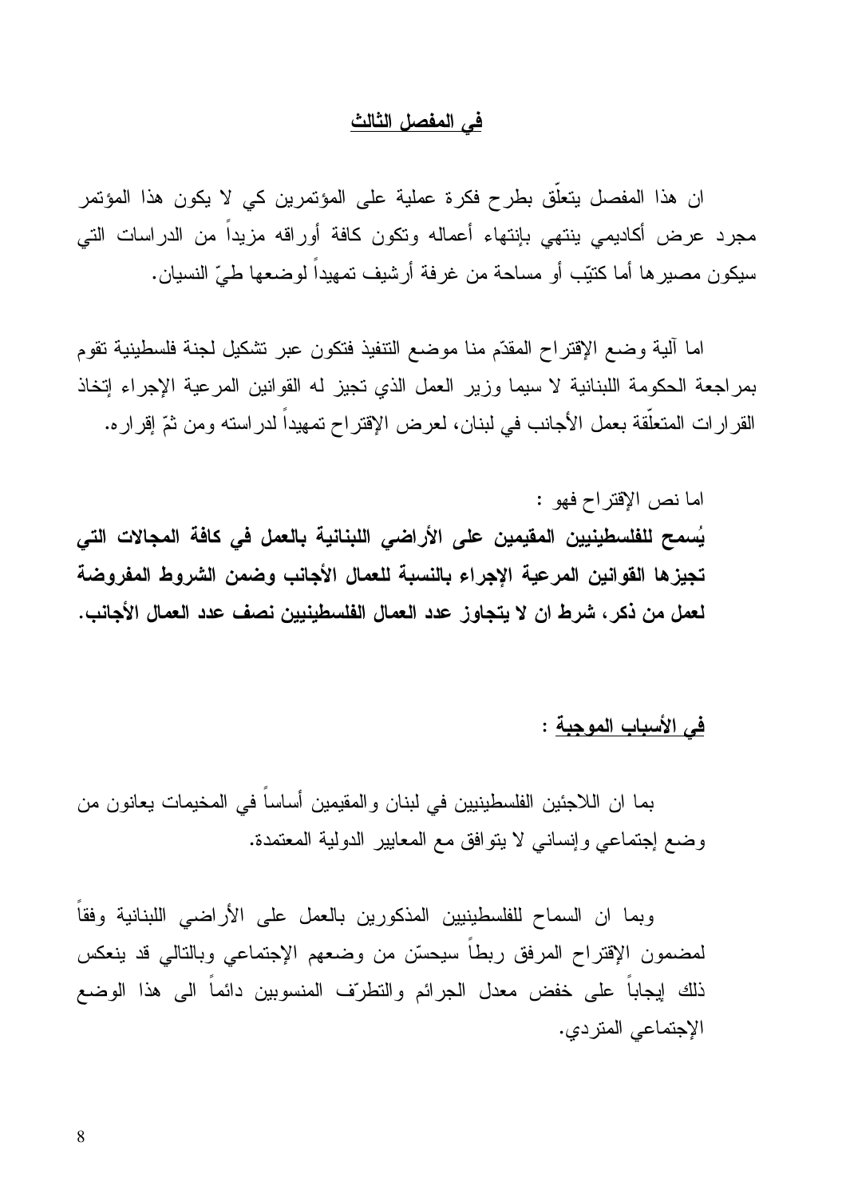## في المفصل الثالث

ان هذا المفصل يتعلّق بطرح فكرة عملية على المؤتمرين كي لا يكون هذا المؤتمر مجرد عرض أكاديمي ينتهي بإنتهاء أعماله وتكون كافة أوراقه مزيداً من الدراسات التي سيكون مصيرها أما كتيّب أو مساحة من غرفة أرشيف تمهيداً لوضعها طيّ النسيان.

اما آلية وضع الإقتراح المقدّم منا موضع التنفيذ فتكون عبر تشكيل لجنة فلسطينية تقوم بمراجعة الحكومة اللبنانية لا سيما وزير العمل الذي تجيز له القوانين المرعية الإجراء إتخاذ القرارات المتعلّقة بعمل الأجانب في لبنان، لعرض الإقتراح تمهيداً لدراسته ومن ثمّ إقراره.

اما نص الإقتراح فهو :

**يُسمح للفلسطينيين المقيمين على الأراضي اللبنانية بالعمل في كافة المجالات التي تجيزها القوانين المرعية الإجراء بالنسبة للعمال الأجانب وضمن الشروط المفروضة لعمل من ذكر، شرط ان لا يتجاوز عدد العمال الفلسطينيين نصف عدد العمال الأجانب.**

## في الأسباب الموجبة :

بما ان اللاجئين الفلسطينيين في لبنان والمقيمين أساساً في المخيمات يعانون من وضع إجتماعي وإنساني لا يتوافق مع المعايير الدولية المعتمدة.

وبما ان السماح للفلسطينيين المذكورين بالعمل على الأراضي اللبنانية وفقاً لمضمون الإقتراح المرفق ربطاً سيحسّن من وضعهم الإجتماعي وبالتالي قد ينعكس ذلك إيجاباً على خفض معدل الجرائم والتطرّف المنسوبين دائماً الى هذا الوضع الإجتماعي المتردي.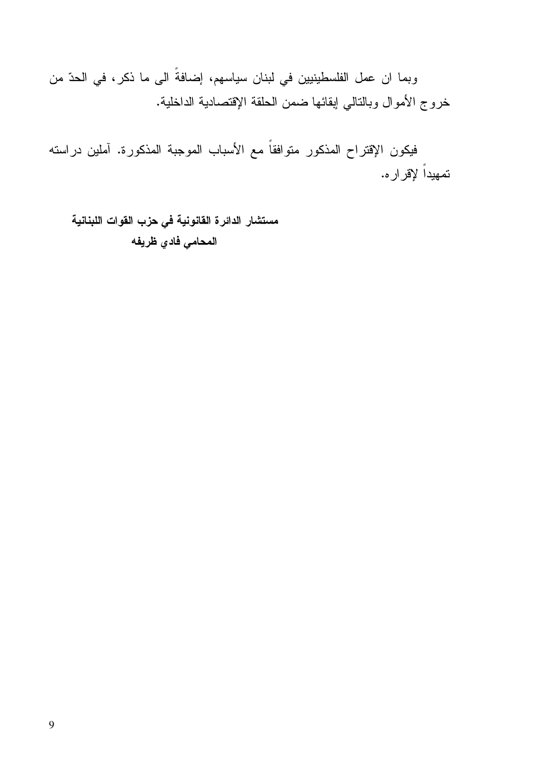وبما ان عمل الفلسطينيين في لبنان سياسهم، إضافةً الى ما ذكر، في الحدّ من خروج الأموال وبالتالي إبقائها ضمن الحلقة الإقتصادية الداخلية.

فيكون الإقتراح المذكور متوافقاً مع الأسباب الموجبة المذكورة. آملين دراسته تمهيداً لإقراره.

**مستشار الدائرة القانونية في حزب القوات اللبنانية**
**المحامي فادي ظريفه**